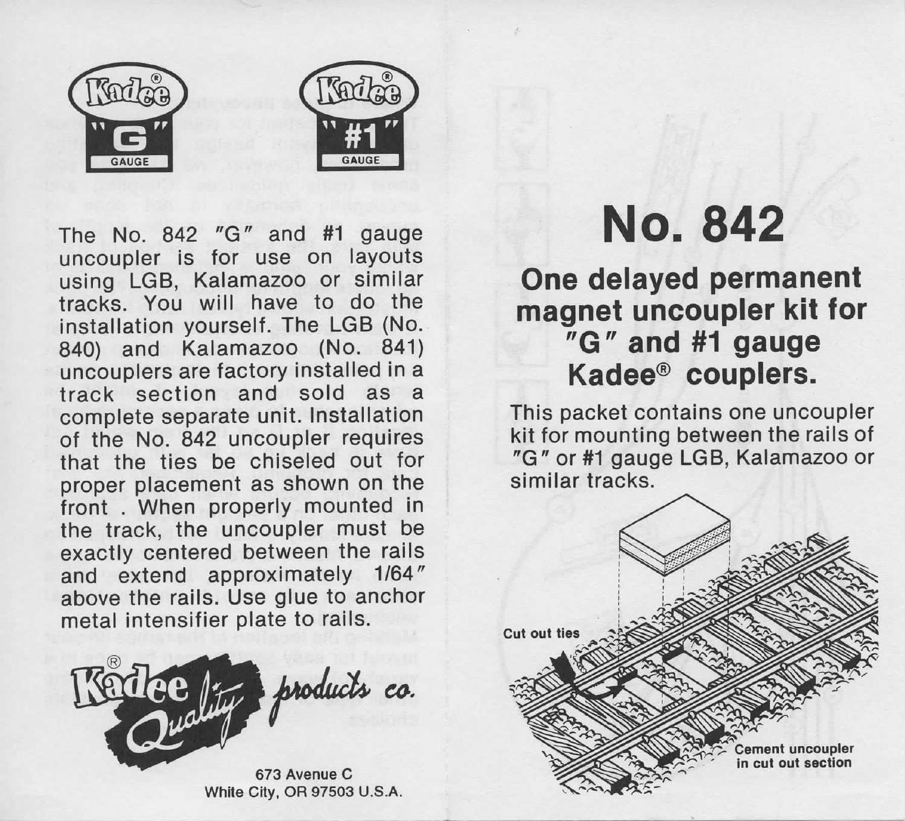Kadee® "G" GAUGE

Kadee® "#1" GAUGE

The No. 842 "G" and #1 gauge uncoupler is for use on layouts using LGB, Kalamazoo or similar tracks. You will have to do the installation yourself. The LGB (No. 840) and Kalamazoo (No. 841) uncouplers are factory installed in a track section and sold as a complete separate unit. Installation of the No. 842 uncoupler requires that the ties be chiseled out for proper placement as shown on the front . When properly mounted in the track, the uncoupler must be exactly centered between the rails and extend approximately 1/64" above the rails. Use glue to anchor metal intensifier plate to rails.

Kadee® Quality products co.

673 Avenue C
White City, OR 97503 U.S.A.

# No. 842

## One delayed permanent magnet uncoupler kit for "G" and #1 gauge Kadee® couplers.

This packet contains one uncoupler kit for mounting between the rails of "G" or #1 gauge LGB, Kalamazoo or similar tracks.

Cut out ties

Cement uncoupler in cut out section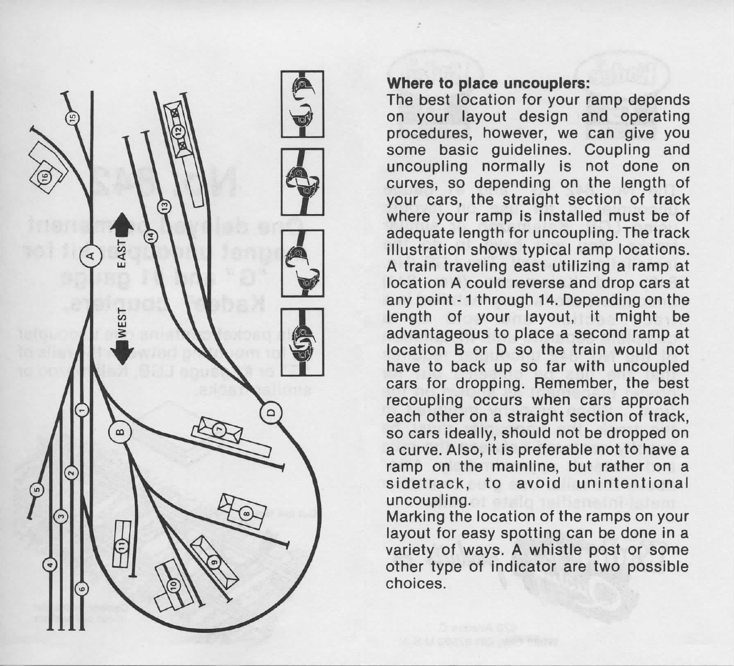**Where to place uncouplers:**

The best location for your ramp depends on your layout design and operating procedures, however, we can give you some basic guidelines. Coupling and uncoupling normally is not done on curves, so depending on the length of your cars, the straight section of track where your ramp is installed must be of adequate length for uncoupling. The track illustration shows typical ramp locations. A train traveling east utilizing a ramp at location A could reverse and drop cars at any point - 1 through 14. Depending on the length of your layout, it might be advantageous to place a second ramp at location B or D so the train would not have to back up so far with uncoupled cars for dropping. Remember, the best recoupling occurs when cars approach each other on a straight section of track, so cars ideally, should not be dropped on a curve. Also, it is preferable not to have a ramp on the mainline, but rather on a sidetrack, to avoid unintentional uncoupling.

Marking the location of the ramps on your layout for easy spotting can be done in a variety of ways. A whistle post or some other type of indicator are two possible choices.